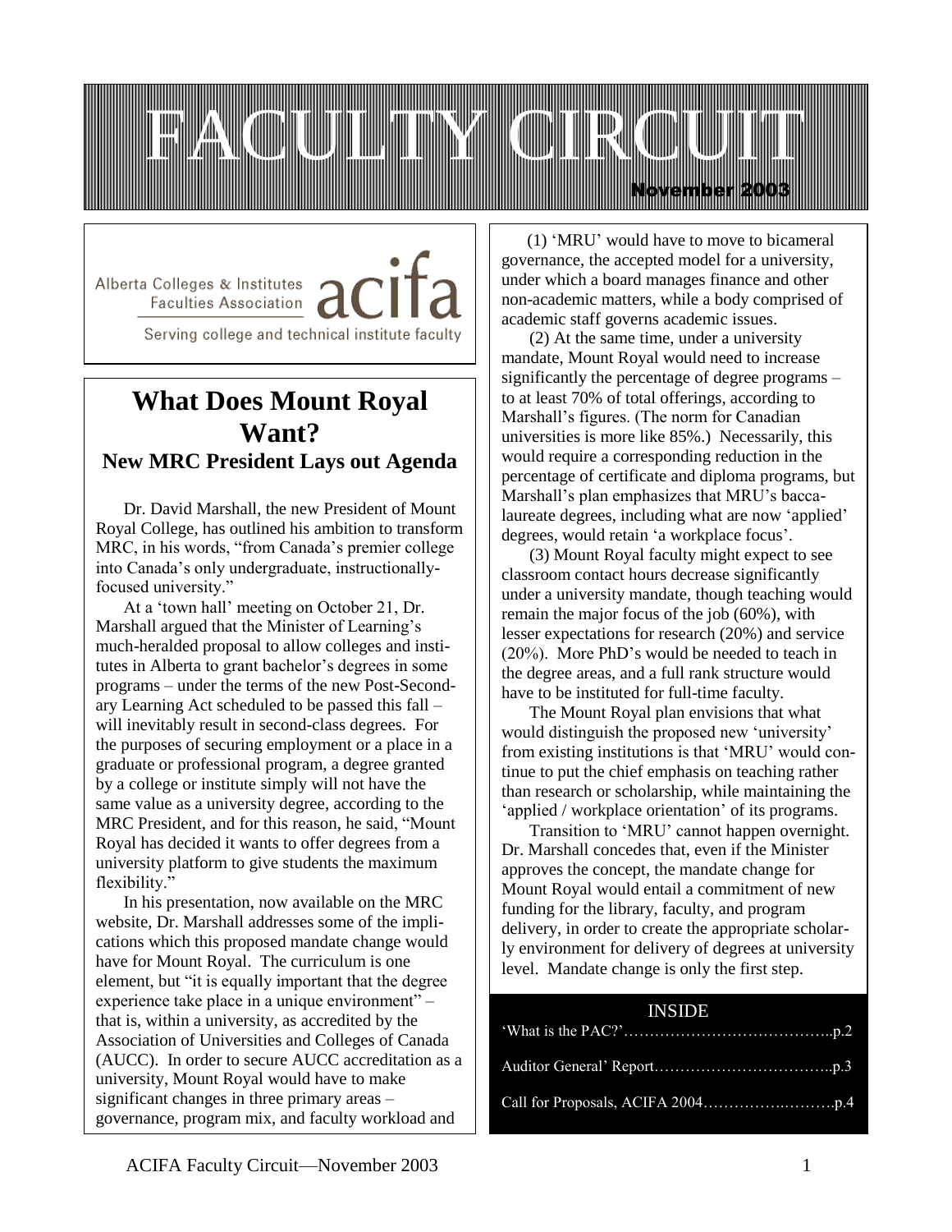# FACULTY CIRCUIT

**November 2003**

Alberta Colleges & Institutes Faculties Association **acifa**

Serving college and technical institute faculty

## What Does Mount Royal Want?

### New MRC President Lays out Agenda

Dr. David Marshall, the new President of Mount Royal College, has outlined his ambition to transform MRC, in his words, "from Canada's premier college into Canada's only undergraduate, instructionally-focused university."

At a 'town hall' meeting on October 21, Dr. Marshall argued that the Minister of Learning's much-heralded proposal to allow colleges and institutes in Alberta to grant bachelor's degrees in some programs – under the terms of the new Post-Secondary Learning Act scheduled to be passed this fall – will inevitably result in second-class degrees. For the purposes of securing employment or a place in a graduate or professional program, a degree granted by a college or institute simply will not have the same value as a university degree, according to the MRC President, and for this reason, he said, "Mount Royal has decided it wants to offer degrees from a university platform to give students the maximum flexibility."

In his presentation, now available on the MRC website, Dr. Marshall addresses some of the implications which this proposed mandate change would have for Mount Royal. The curriculum is one element, but "it is equally important that the degree experience take place in a unique environment" – that is, within a university, as accredited by the Association of Universities and Colleges of Canada (AUCC). In order to secure AUCC accreditation as a university, Mount Royal would have to make significant changes in three primary areas – governance, program mix, and faculty workload and

(1) 'MRU' would have to move to bicameral governance, the accepted model for a university, under which a board manages finance and other non-academic matters, while a body comprised of academic staff governs academic issues.

(2) At the same time, under a university mandate, Mount Royal would need to increase significantly the percentage of degree programs – to at least 70% of total offerings, according to Marshall's figures. (The norm for Canadian universities is more like 85%.) Necessarily, this would require a corresponding reduction in the percentage of certificate and diploma programs, but Marshall's plan emphasizes that MRU's baccalaureate degrees, including what are now 'applied' degrees, would retain 'a workplace focus'.

(3) Mount Royal faculty might expect to see classroom contact hours decrease significantly under a university mandate, though teaching would remain the major focus of the job (60%), with lesser expectations for research (20%) and service (20%). More PhD's would be needed to teach in the degree areas, and a full rank structure would have to be instituted for full-time faculty.

The Mount Royal plan envisions that what would distinguish the proposed new 'university' from existing institutions is that 'MRU' would continue to put the chief emphasis on teaching rather than research or scholarship, while maintaining the 'applied / workplace orientation' of its programs.

Transition to 'MRU' cannot happen overnight. Dr. Marshall concedes that, even if the Minister approves the concept, the mandate change for Mount Royal would entail a commitment of new funding for the library, faculty, and program delivery, in order to create the appropriate scholarly environment for delivery of degrees at university level. Mandate change is only the first step.

**INSIDE**

'What is the PAC?'…………………………………p.2

Auditor General' Report……………………………p.3

Call for Proposals, ACIFA 2004…………………p.4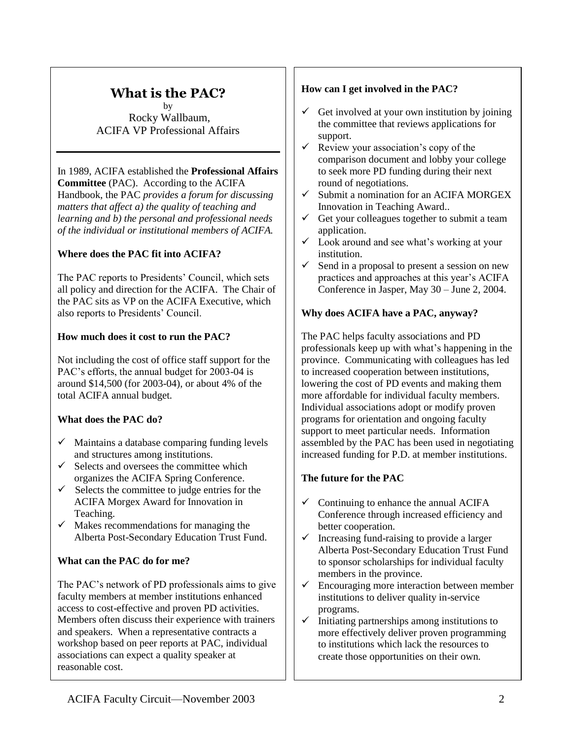# What is the PAC?

by
Rocky Wallbaum,
ACIFA VP Professional Affairs

In 1989, ACIFA established the **Professional Affairs Committee** (PAC). According to the ACIFA Handbook, the PAC *provides a forum for discussing matters that affect a) the quality of teaching and learning and b) the personal and professional needs of the individual or institutional members of ACIFA.*

**Where does the PAC fit into ACIFA?**

The PAC reports to Presidents' Council, which sets all policy and direction for the ACIFA. The Chair of the PAC sits as VP on the ACIFA Executive, which also reports to Presidents' Council.

**How much does it cost to run the PAC?**

Not including the cost of office staff support for the PAC's efforts, the annual budget for 2003-04 is around $14,500 (for 2003-04), or about 4% of the total ACIFA annual budget.

**What does the PAC do?**

- ✓ Maintains a database comparing funding levels and structures among institutions.
- ✓ Selects and oversees the committee which organizes the ACIFA Spring Conference.
- ✓ Selects the committee to judge entries for the ACIFA Morgex Award for Innovation in Teaching.
- ✓ Makes recommendations for managing the Alberta Post-Secondary Education Trust Fund.

**What can the PAC do for me?**

The PAC's network of PD professionals aims to give faculty members at member institutions enhanced access to cost-effective and proven PD activities. Members often discuss their experience with trainers and speakers. When a representative contracts a workshop based on peer reports at PAC, individual associations can expect a quality speaker at reasonable cost.

**How can I get involved in the PAC?**

- ✓ Get involved at your own institution by joining the committee that reviews applications for support.
- ✓ Review your association's copy of the comparison document and lobby your college to seek more PD funding during their next round of negotiations.
- ✓ Submit a nomination for an ACIFA MORGEX Innovation in Teaching Award..
- ✓ Get your colleagues together to submit a team application.
- ✓ Look around and see what's working at your institution.
- ✓ Send in a proposal to present a session on new practices and approaches at this year's ACIFA Conference in Jasper, May 30 – June 2, 2004.

**Why does ACIFA have a PAC, anyway?**

The PAC helps faculty associations and PD professionals keep up with what's happening in the province. Communicating with colleagues has led to increased cooperation between institutions, lowering the cost of PD events and making them more affordable for individual faculty members. Individual associations adopt or modify proven programs for orientation and ongoing faculty support to meet particular needs. Information assembled by the PAC has been used in negotiating increased funding for P.D. at member institutions.

**The future for the PAC**

- ✓ Continuing to enhance the annual ACIFA Conference through increased efficiency and better cooperation.
- ✓ Increasing fund-raising to provide a larger Alberta Post-Secondary Education Trust Fund to sponsor scholarships for individual faculty members in the province.
- ✓ Encouraging more interaction between member institutions to deliver quality in-service programs.
- ✓ Initiating partnerships among institutions to more effectively deliver proven programming to institutions which lack the resources to create those opportunities on their own.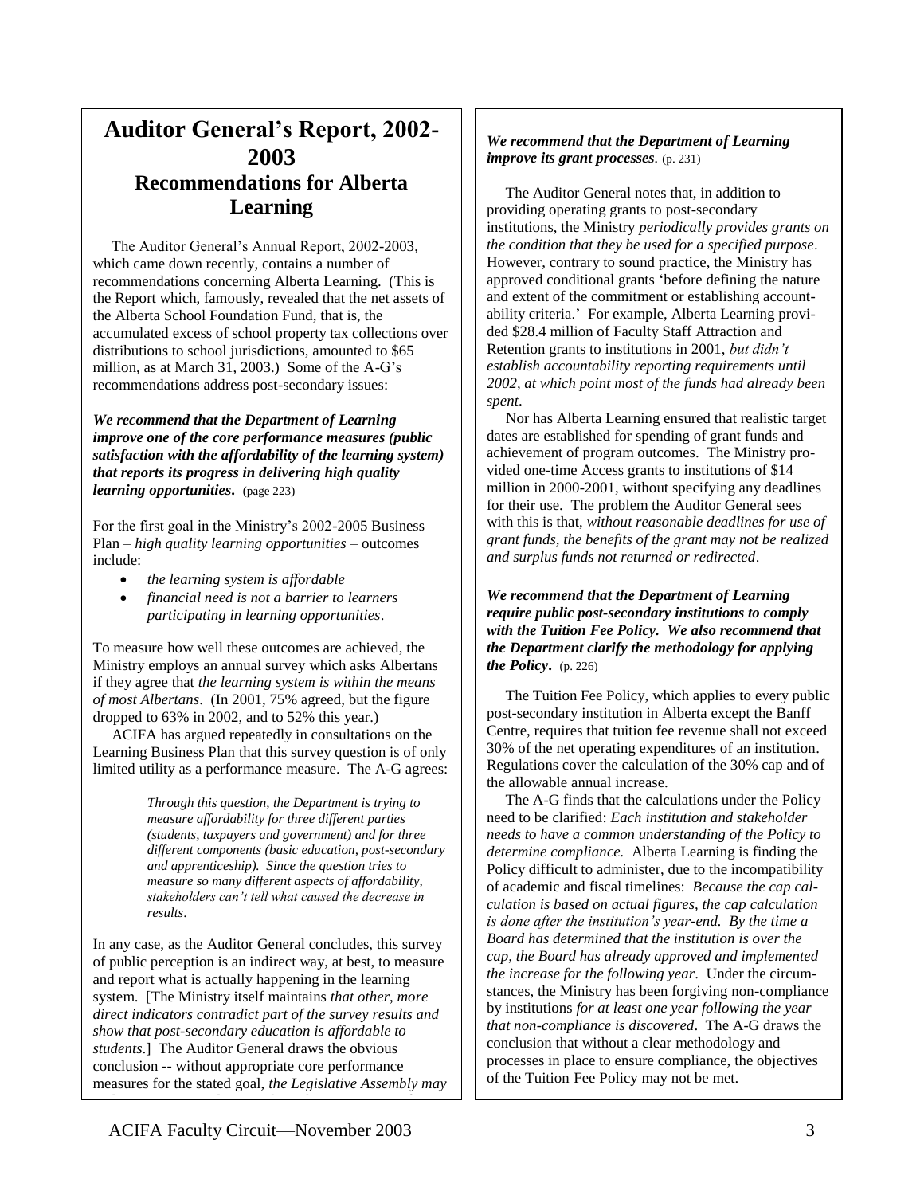# Auditor General's Report, 2002-2003

## Recommendations for Alberta Learning

The Auditor General's Annual Report, 2002-2003, which came down recently, contains a number of recommendations concerning Alberta Learning. (This is the Report which, famously, revealed that the net assets of the Alberta School Foundation Fund, that is, the accumulated excess of school property tax collections over distributions to school jurisdictions, amounted to $65 million, as at March 31, 2003.) Some of the A-G's recommendations address post-secondary issues:

***We recommend that the Department of Learning improve one of the core performance measures (public satisfaction with the affordability of the learning system) that reports its progress in delivering high quality learning opportunities.*** (page 223)

For the first goal in the Ministry's 2002-2005 Business Plan – *high quality learning opportunities* – outcomes include:

- *the learning system is affordable*
- *financial need is not a barrier to learners participating in learning opportunities*.

To measure how well these outcomes are achieved, the Ministry employs an annual survey which asks Albertans if they agree that *the learning system is within the means of most Albertans*. (In 2001, 75% agreed, but the figure dropped to 63% in 2002, and to 52% this year.)

ACIFA has argued repeatedly in consultations on the Learning Business Plan that this survey question is of only limited utility as a performance measure. The A-G agrees:

> *Through this question, the Department is trying to measure affordability for three different parties (students, taxpayers and government) and for three different components (basic education, post-secondary and apprenticeship). Since the question tries to measure so many different aspects of affordability, stakeholders can't tell what caused the decrease in results*.

In any case, as the Auditor General concludes, this survey of public perception is an indirect way, at best, to measure and report what is actually happening in the learning system. [The Ministry itself maintains *that other, more direct indicators contradict part of the survey results and show that post-secondary education is affordable to students*.] The Auditor General draws the obvious conclusion -- without appropriate core performance measures for the stated goal, *the Legislative Assembly may*

***We recommend that the Department of Learning improve its grant processes.*** (p. 231)

The Auditor General notes that, in addition to providing operating grants to post-secondary institutions, the Ministry *periodically provides grants on the condition that they be used for a specified purpose*. However, contrary to sound practice, the Ministry has approved conditional grants 'before defining the nature and extent of the commitment or establishing accountability criteria.' For example, Alberta Learning provided $28.4 million of Faculty Staff Attraction and Retention grants to institutions in 2001, *but didn't establish accountability reporting requirements until 2002, at which point most of the funds had already been spent*.

Nor has Alberta Learning ensured that realistic target dates are established for spending of grant funds and achievement of program outcomes. The Ministry provided one-time Access grants to institutions of $14 million in 2000-2001, without specifying any deadlines for their use. The problem the Auditor General sees with this is that, *without reasonable deadlines for use of grant funds, the benefits of the grant may not be realized and surplus funds not returned or redirected*.

***We recommend that the Department of Learning require public post-secondary institutions to comply with the Tuition Fee Policy. We also recommend that the Department clarify the methodology for applying the Policy.*** (p. 226)

The Tuition Fee Policy, which applies to every public post-secondary institution in Alberta except the Banff Centre, requires that tuition fee revenue shall not exceed 30% of the net operating expenditures of an institution. Regulations cover the calculation of the 30% cap and of the allowable annual increase.

The A-G finds that the calculations under the Policy need to be clarified: *Each institution and stakeholder needs to have a common understanding of the Policy to determine compliance.* Alberta Learning is finding the Policy difficult to administer, due to the incompatibility of academic and fiscal timelines: *Because the cap calculation is based on actual figures, the cap calculation is done after the institution's year-end. By the time a Board has determined that the institution is over the cap, the Board has already approved and implemented the increase for the following year*. Under the circumstances, the Ministry has been forgiving non-compliance by institutions *for at least one year following the year that non-compliance is discovered*. The A-G draws the conclusion that without a clear methodology and processes in place to ensure compliance, the objectives of the Tuition Fee Policy may not be met.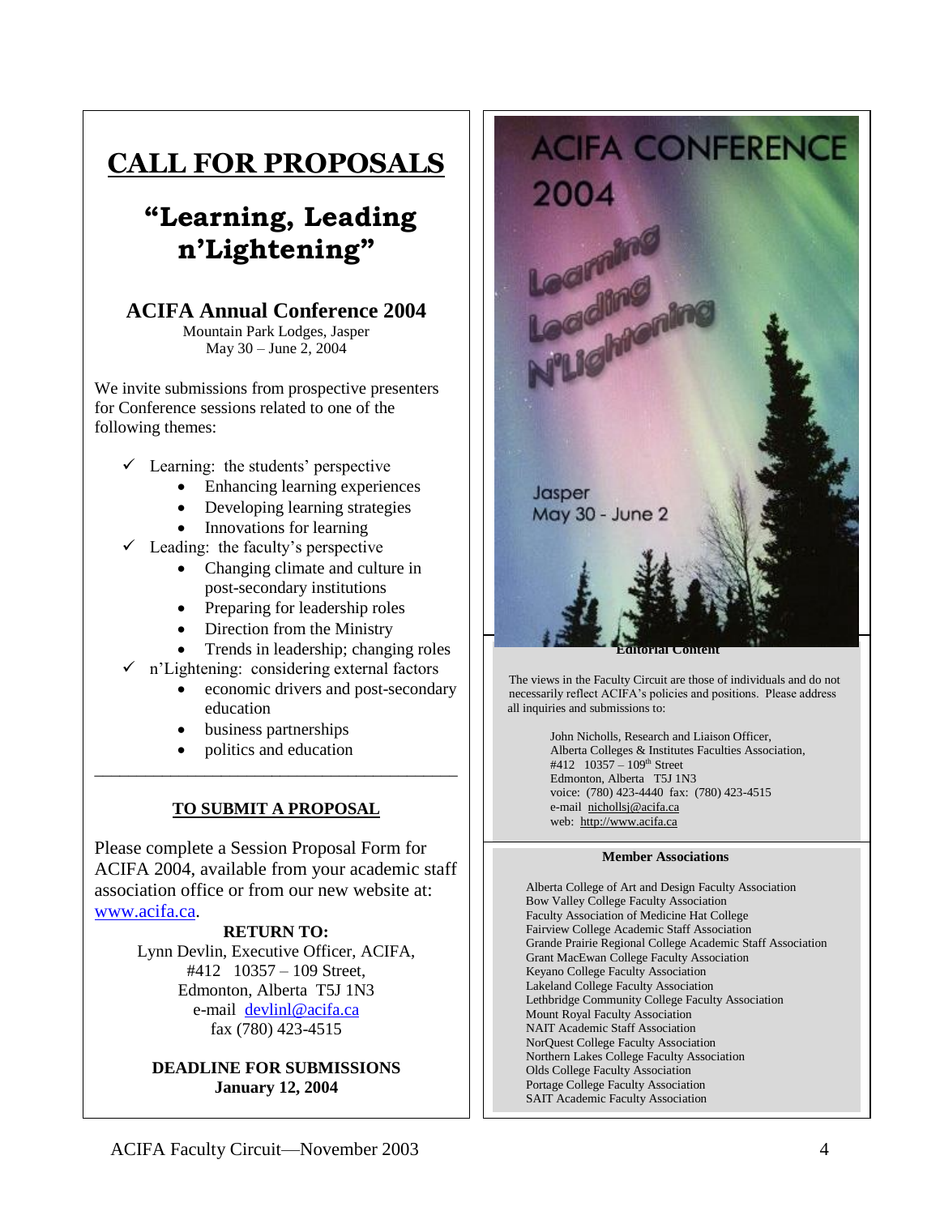# CALL FOR PROPOSALS

## "Learning, Leading n'Lightening"

### ACIFA Annual Conference 2004

Mountain Park Lodges, Jasper
May 30 – June 2, 2004

We invite submissions from prospective presenters for Conference sessions related to one of the following themes:

- ✓ Learning: the students' perspective
  - Enhancing learning experiences
  - Developing learning strategies
  - Innovations for learning
- ✓ Leading: the faculty's perspective
  - Changing climate and culture in post-secondary institutions
  - Preparing for leadership roles
  - Direction from the Ministry
  - Trends in leadership; changing roles
- ✓ n'Lightening: considering external factors
  - economic drivers and post-secondary education
  - business partnerships
  - politics and education

---

**TO SUBMIT A PROPOSAL**

Please complete a Session Proposal Form for ACIFA 2004, available from your academic staff association office or from our new website at: www.acifa.ca.

**RETURN TO:**

Lynn Devlin, Executive Officer, ACIFA,
#412 10357 – 109 Street,
Edmonton, Alberta T5J 1N3
e-mail devlinl@acifa.ca
fax (780) 423-4515

**DEADLINE FOR SUBMISSIONS**
**January 12, 2004**

ACIFA CONFERENCE 2004

Learning Leading N'Lightening

Jasper
May 30 - June 2

**Editorial Content**

The views in the Faculty Circuit are those of individuals and do not necessarily reflect ACIFA's policies and positions. Please address all inquiries and submissions to:

John Nicholls, Research and Liaison Officer,
Alberta Colleges & Institutes Faculties Association,
#412 10357 – 109th Street
Edmonton, Alberta T5J 1N3
voice: (780) 423-4440 fax: (780) 423-4515
e-mail nichollsj@acifa.ca
web: http://www.acifa.ca

**Member Associations**

Alberta College of Art and Design Faculty Association
Bow Valley College Faculty Association
Faculty Association of Medicine Hat College
Fairview College Academic Staff Association
Grande Prairie Regional College Academic Staff Association
Grant MacEwan College Faculty Association
Keyano College Faculty Association
Lakeland College Faculty Association
Lethbridge Community College Faculty Association
Mount Royal Faculty Association
NAIT Academic Staff Association
NorQuest College Faculty Association
Northern Lakes College Faculty Association
Olds College Faculty Association
Portage College Faculty Association
SAIT Academic Faculty Association